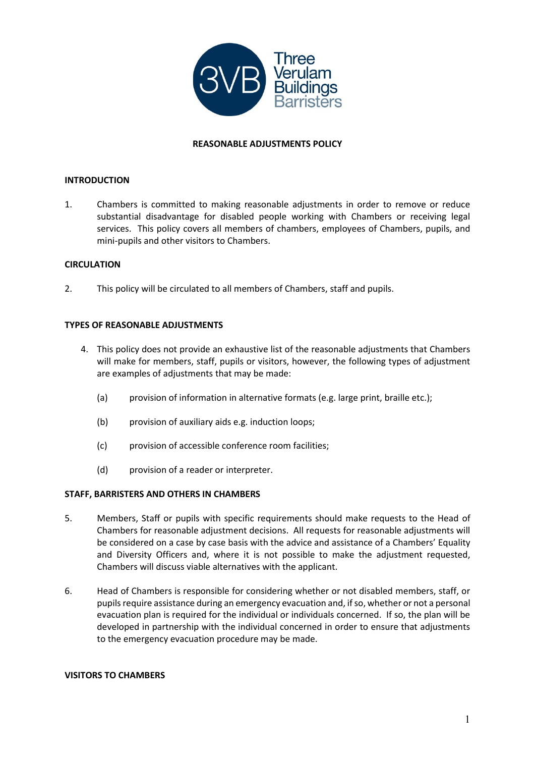# REASONABLE ADJUSTMENTS POLICY

## INTRODUCTION

1. Chambers is committed to making reasonable adjustments in order to remove or reduce substantial disadvantage for disabled people working with Chambers or receiving legal services. This policy covers all members of chambers, employees of Chambers, pupils, and mini-pupils and other visitors to Chambers.

## CIRCULATION

2. This policy will be circulated to all members of Chambers, staff and pupils.

## TYPES OF REASONABLE ADJUSTMENTS

4. This policy does not provide an exhaustive list of the reasonable adjustments that Chambers will make for members, staff, pupils or visitors, however, the following types of adjustment are examples of adjustments that may be made:

   (a) provision of information in alternative formats (e.g. large print, braille etc.);

   (b) provision of auxiliary aids e.g. induction loops;

   (c) provision of accessible conference room facilities;

   (d) provision of a reader or interpreter.

## STAFF, BARRISTERS AND OTHERS IN CHAMBERS

5. Members, Staff or pupils with specific requirements should make requests to the Head of Chambers for reasonable adjustment decisions. All requests for reasonable adjustments will be considered on a case by case basis with the advice and assistance of a Chambers' Equality and Diversity Officers and, where it is not possible to make the adjustment requested, Chambers will discuss viable alternatives with the applicant.

6. Head of Chambers is responsible for considering whether or not disabled members, staff, or pupils require assistance during an emergency evacuation and, if so, whether or not a personal evacuation plan is required for the individual or individuals concerned. If so, the plan will be developed in partnership with the individual concerned in order to ensure that adjustments to the emergency evacuation procedure may be made.

## VISITORS TO CHAMBERS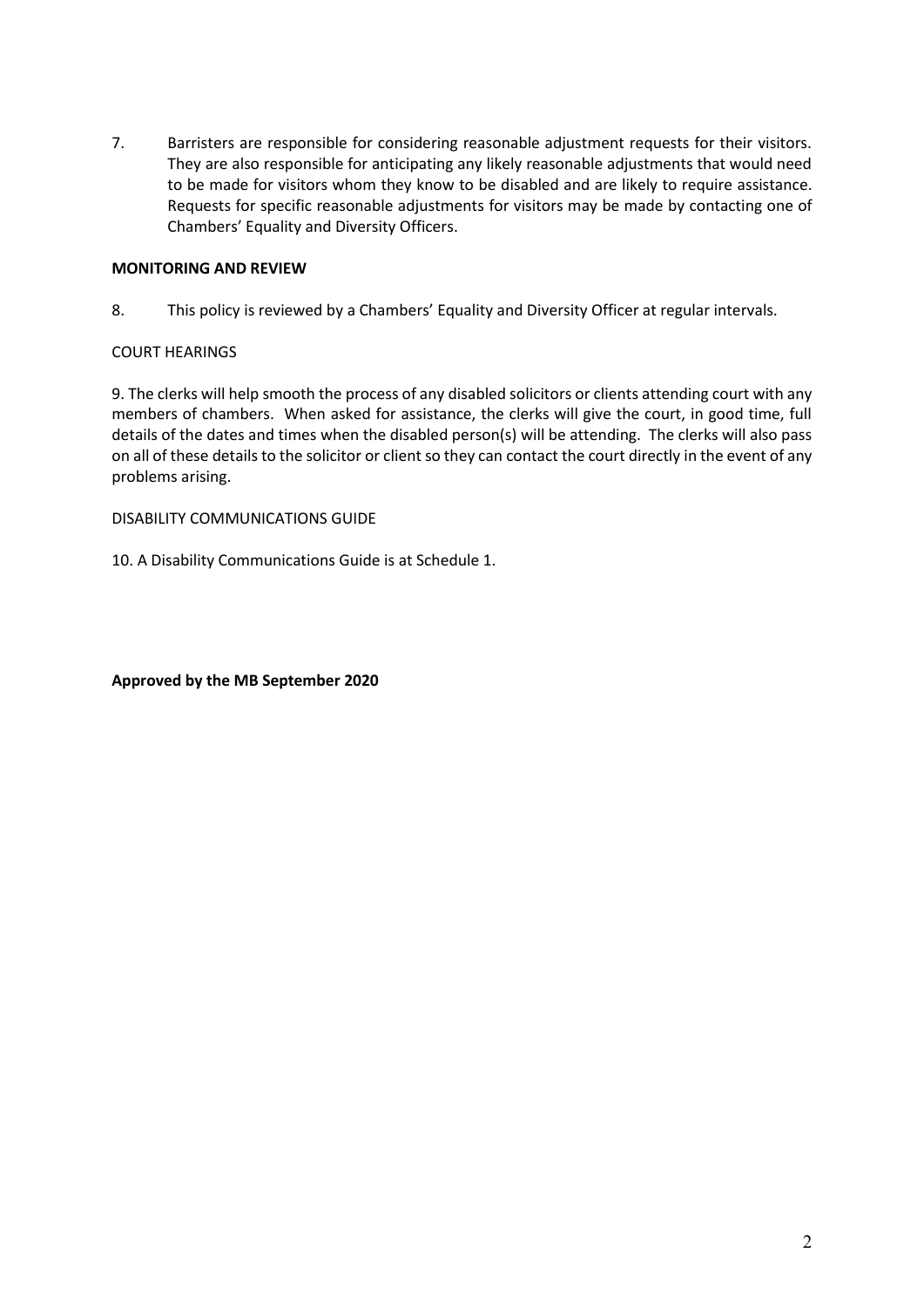7. Barristers are responsible for considering reasonable adjustment requests for their visitors. They are also responsible for anticipating any likely reasonable adjustments that would need to be made for visitors whom they know to be disabled and are likely to require assistance. Requests for specific reasonable adjustments for visitors may be made by contacting one of Chambers' Equality and Diversity Officers.

**MONITORING AND REVIEW**

8. This policy is reviewed by a Chambers' Equality and Diversity Officer at regular intervals.

COURT HEARINGS

9. The clerks will help smooth the process of any disabled solicitors or clients attending court with any members of chambers. When asked for assistance, the clerks will give the court, in good time, full details of the dates and times when the disabled person(s) will be attending. The clerks will also pass on all of these details to the solicitor or client so they can contact the court directly in the event of any problems arising.

DISABILITY COMMUNICATIONS GUIDE

10. A Disability Communications Guide is at Schedule 1.

**Approved by the MB September 2020**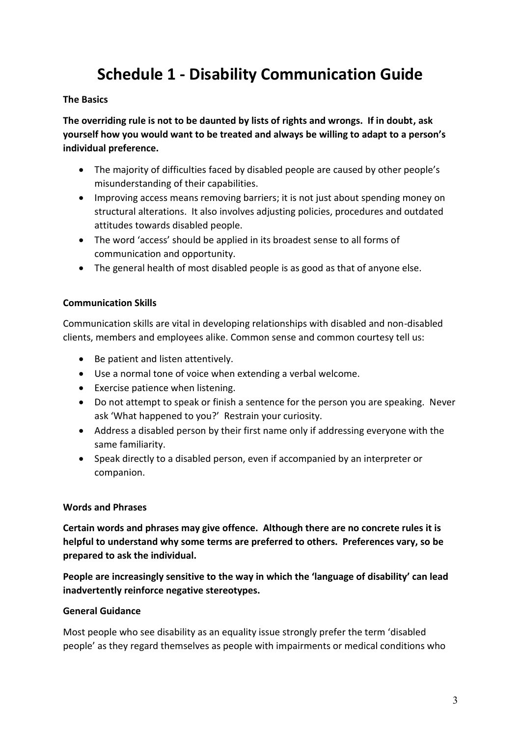# Schedule 1 - Disability Communication Guide

**The Basics**

**The overriding rule is not to be daunted by lists of rights and wrongs. If in doubt, ask yourself how you would want to be treated and always be willing to adapt to a person's individual preference.**

- The majority of difficulties faced by disabled people are caused by other people's misunderstanding of their capabilities.
- Improving access means removing barriers; it is not just about spending money on structural alterations. It also involves adjusting policies, procedures and outdated attitudes towards disabled people.
- The word 'access' should be applied in its broadest sense to all forms of communication and opportunity.
- The general health of most disabled people is as good as that of anyone else.

**Communication Skills**

Communication skills are vital in developing relationships with disabled and non-disabled clients, members and employees alike. Common sense and common courtesy tell us:

- Be patient and listen attentively.
- Use a normal tone of voice when extending a verbal welcome.
- Exercise patience when listening.
- Do not attempt to speak or finish a sentence for the person you are speaking. Never ask 'What happened to you?' Restrain your curiosity.
- Address a disabled person by their first name only if addressing everyone with the same familiarity.
- Speak directly to a disabled person, even if accompanied by an interpreter or companion.

**Words and Phrases**

**Certain words and phrases may give offence. Although there are no concrete rules it is helpful to understand why some terms are preferred to others. Preferences vary, so be prepared to ask the individual.**

**People are increasingly sensitive to the way in which the 'language of disability' can lead inadvertently reinforce negative stereotypes.**

**General Guidance**

Most people who see disability as an equality issue strongly prefer the term 'disabled people' as they regard themselves as people with impairments or medical conditions who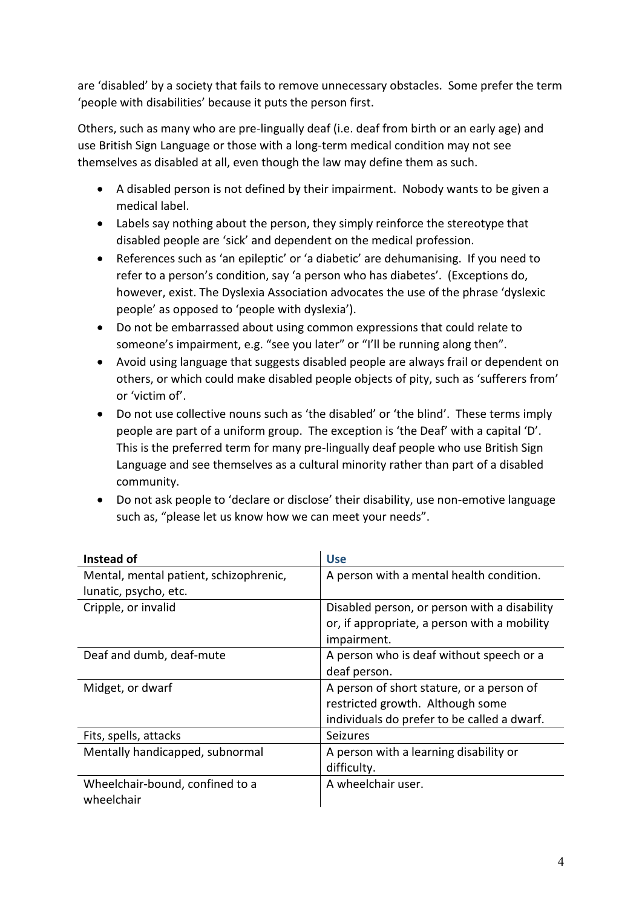are 'disabled' by a society that fails to remove unnecessary obstacles. Some prefer the term 'people with disabilities' because it puts the person first.

Others, such as many who are pre-lingually deaf (i.e. deaf from birth or an early age) and use British Sign Language or those with a long-term medical condition may not see themselves as disabled at all, even though the law may define them as such.

- A disabled person is not defined by their impairment. Nobody wants to be given a medical label.
- Labels say nothing about the person, they simply reinforce the stereotype that disabled people are 'sick' and dependent on the medical profession.
- References such as 'an epileptic' or 'a diabetic' are dehumanising. If you need to refer to a person's condition, say 'a person who has diabetes'. (Exceptions do, however, exist. The Dyslexia Association advocates the use of the phrase 'dyslexic people' as opposed to 'people with dyslexia').
- Do not be embarrassed about using common expressions that could relate to someone's impairment, e.g. "see you later" or "I'll be running along then".
- Avoid using language that suggests disabled people are always frail or dependent on others, or which could make disabled people objects of pity, such as 'sufferers from' or 'victim of'.
- Do not use collective nouns such as 'the disabled' or 'the blind'. These terms imply people are part of a uniform group. The exception is 'the Deaf' with a capital 'D'. This is the preferred term for many pre-lingually deaf people who use British Sign Language and see themselves as a cultural minority rather than part of a disabled community.
- Do not ask people to 'declare or disclose' their disability, use non-emotive language such as, "please let us know how we can meet your needs".

| Instead of | Use |
|---|---|
| Mental, mental patient, schizophrenic, lunatic, psycho, etc. | A person with a mental health condition. |
| Cripple, or invalid | Disabled person, or person with a disability or, if appropriate, a person with a mobility impairment. |
| Deaf and dumb, deaf-mute | A person who is deaf without speech or a deaf person. |
| Midget, or dwarf | A person of short stature, or a person of restricted growth. Although some individuals do prefer to be called a dwarf. |
| Fits, spells, attacks | Seizures |
| Mentally handicapped, subnormal | A person with a learning disability or difficulty. |
| Wheelchair-bound, confined to a wheelchair | A wheelchair user. |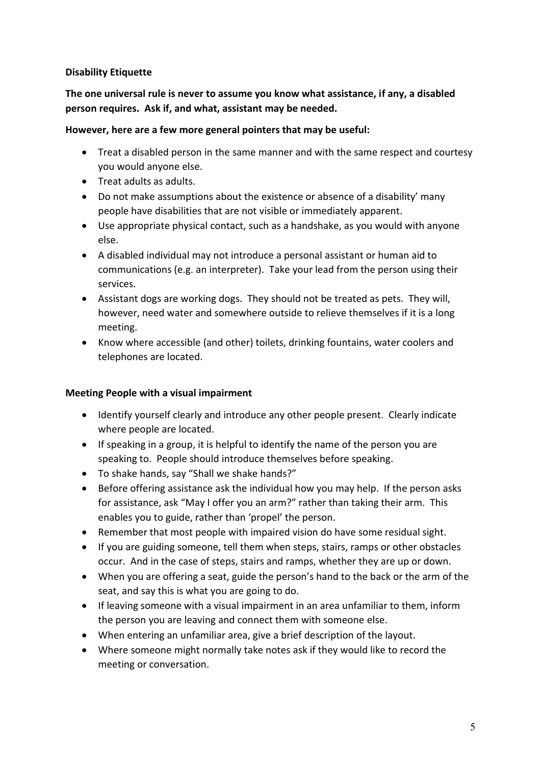**Disability Etiquette**

**The one universal rule is never to assume you know what assistance, if any, a disabled person requires. Ask if, and what, assistant may be needed.**

**However, here are a few more general pointers that may be useful:**

- Treat a disabled person in the same manner and with the same respect and courtesy you would anyone else.
- Treat adults as adults.
- Do not make assumptions about the existence or absence of a disability' many people have disabilities that are not visible or immediately apparent.
- Use appropriate physical contact, such as a handshake, as you would with anyone else.
- A disabled individual may not introduce a personal assistant or human aid to communications (e.g. an interpreter). Take your lead from the person using their services.
- Assistant dogs are working dogs. They should not be treated as pets. They will, however, need water and somewhere outside to relieve themselves if it is a long meeting.
- Know where accessible (and other) toilets, drinking fountains, water coolers and telephones are located.

**Meeting People with a visual impairment**

- Identify yourself clearly and introduce any other people present. Clearly indicate where people are located.
- If speaking in a group, it is helpful to identify the name of the person you are speaking to. People should introduce themselves before speaking.
- To shake hands, say "Shall we shake hands?"
- Before offering assistance ask the individual how you may help. If the person asks for assistance, ask "May I offer you an arm?" rather than taking their arm. This enables you to guide, rather than 'propel' the person.
- Remember that most people with impaired vision do have some residual sight.
- If you are guiding someone, tell them when steps, stairs, ramps or other obstacles occur. And in the case of steps, stairs and ramps, whether they are up or down.
- When you are offering a seat, guide the person's hand to the back or the arm of the seat, and say this is what you are going to do.
- If leaving someone with a visual impairment in an area unfamiliar to them, inform the person you are leaving and connect them with someone else.
- When entering an unfamiliar area, give a brief description of the layout.
- Where someone might normally take notes ask if they would like to record the meeting or conversation.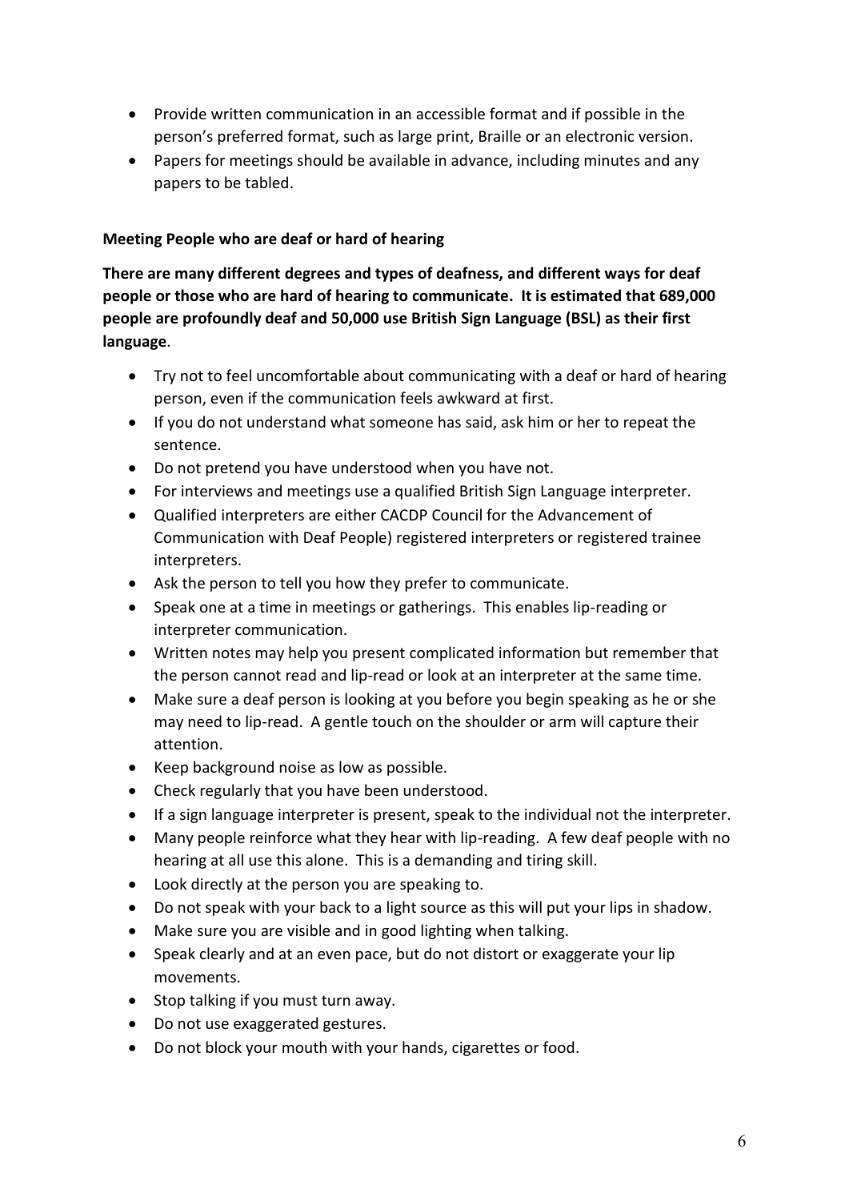- Provide written communication in an accessible format and if possible in the person's preferred format, such as large print, Braille or an electronic version.
- Papers for meetings should be available in advance, including minutes and any papers to be tabled.

**Meeting People who are deaf or hard of hearing**

**There are many different degrees and types of deafness, and different ways for deaf people or those who are hard of hearing to communicate. It is estimated that 689,000 people are profoundly deaf and 50,000 use British Sign Language (BSL) as their first language**.

- Try not to feel uncomfortable about communicating with a deaf or hard of hearing person, even if the communication feels awkward at first.
- If you do not understand what someone has said, ask him or her to repeat the sentence.
- Do not pretend you have understood when you have not.
- For interviews and meetings use a qualified British Sign Language interpreter.
- Qualified interpreters are either CACDP Council for the Advancement of Communication with Deaf People) registered interpreters or registered trainee interpreters.
- Ask the person to tell you how they prefer to communicate.
- Speak one at a time in meetings or gatherings. This enables lip-reading or interpreter communication.
- Written notes may help you present complicated information but remember that the person cannot read and lip-read or look at an interpreter at the same time.
- Make sure a deaf person is looking at you before you begin speaking as he or she may need to lip-read. A gentle touch on the shoulder or arm will capture their attention.
- Keep background noise as low as possible.
- Check regularly that you have been understood.
- If a sign language interpreter is present, speak to the individual not the interpreter.
- Many people reinforce what they hear with lip-reading. A few deaf people with no hearing at all use this alone. This is a demanding and tiring skill.
- Look directly at the person you are speaking to.
- Do not speak with your back to a light source as this will put your lips in shadow.
- Make sure you are visible and in good lighting when talking.
- Speak clearly and at an even pace, but do not distort or exaggerate your lip movements.
- Stop talking if you must turn away.
- Do not use exaggerated gestures.
- Do not block your mouth with your hands, cigarettes or food.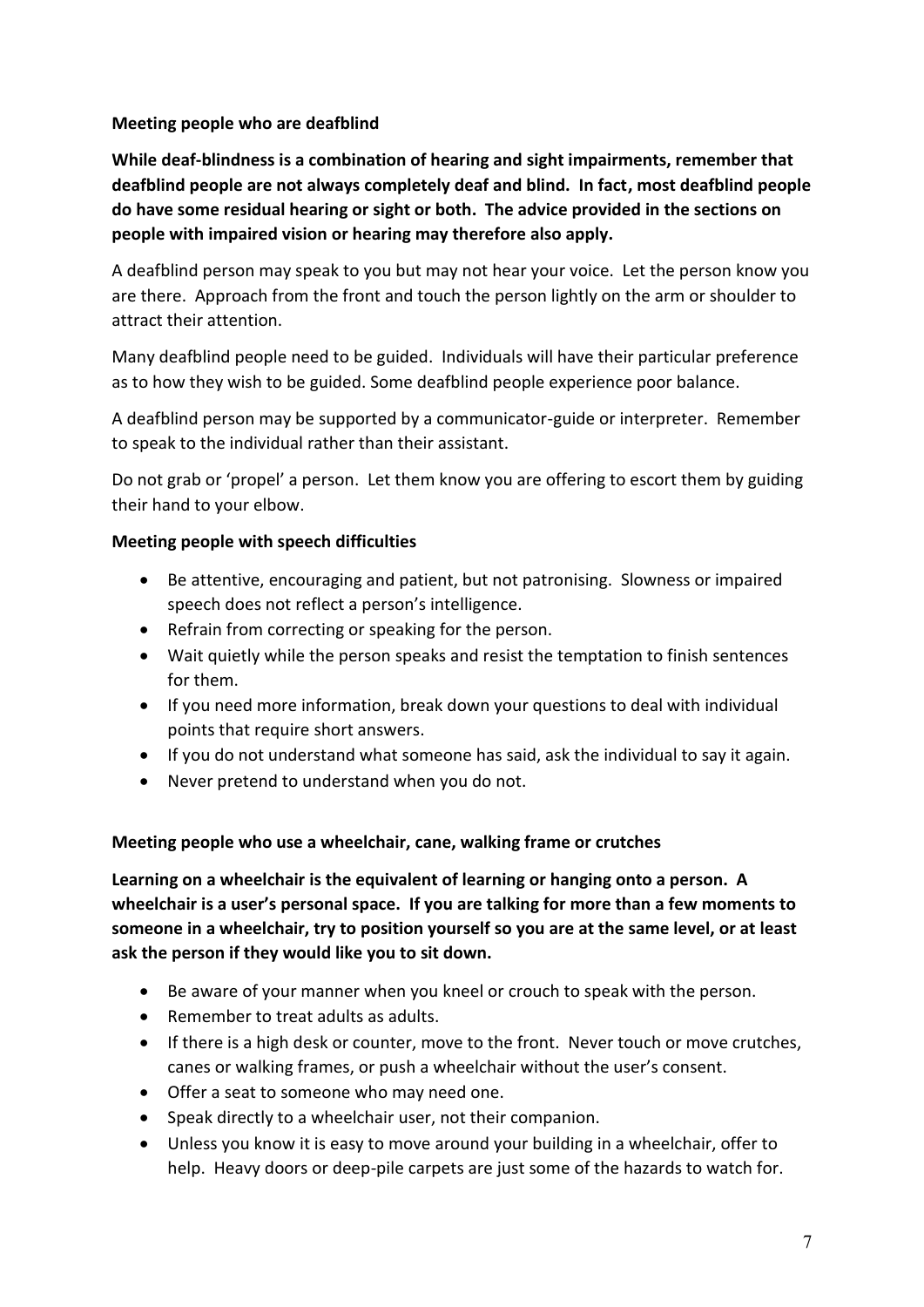**Meeting people who are deafblind**

**While deaf-blindness is a combination of hearing and sight impairments, remember that deafblind people are not always completely deaf and blind. In fact, most deafblind people do have some residual hearing or sight or both. The advice provided in the sections on people with impaired vision or hearing may therefore also apply.**

A deafblind person may speak to you but may not hear your voice. Let the person know you are there. Approach from the front and touch the person lightly on the arm or shoulder to attract their attention.

Many deafblind people need to be guided. Individuals will have their particular preference as to how they wish to be guided. Some deafblind people experience poor balance.

A deafblind person may be supported by a communicator-guide or interpreter. Remember to speak to the individual rather than their assistant.

Do not grab or 'propel' a person. Let them know you are offering to escort them by guiding their hand to your elbow.

**Meeting people with speech difficulties**

- Be attentive, encouraging and patient, but not patronising. Slowness or impaired speech does not reflect a person's intelligence.
- Refrain from correcting or speaking for the person.
- Wait quietly while the person speaks and resist the temptation to finish sentences for them.
- If you need more information, break down your questions to deal with individual points that require short answers.
- If you do not understand what someone has said, ask the individual to say it again.
- Never pretend to understand when you do not.

**Meeting people who use a wheelchair, cane, walking frame or crutches**

**Learning on a wheelchair is the equivalent of learning or hanging onto a person. A wheelchair is a user's personal space. If you are talking for more than a few moments to someone in a wheelchair, try to position yourself so you are at the same level, or at least ask the person if they would like you to sit down.**

- Be aware of your manner when you kneel or crouch to speak with the person.
- Remember to treat adults as adults.
- If there is a high desk or counter, move to the front. Never touch or move crutches, canes or walking frames, or push a wheelchair without the user's consent.
- Offer a seat to someone who may need one.
- Speak directly to a wheelchair user, not their companion.
- Unless you know it is easy to move around your building in a wheelchair, offer to help. Heavy doors or deep-pile carpets are just some of the hazards to watch for.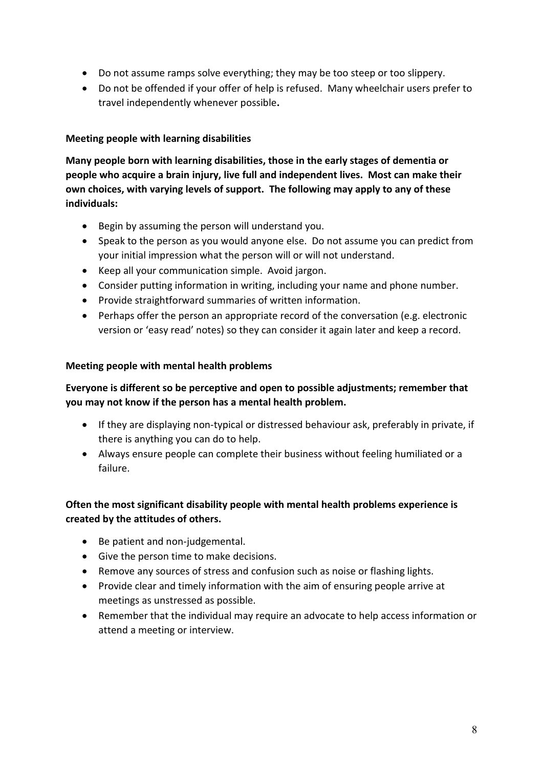- Do not assume ramps solve everything; they may be too steep or too slippery.
- Do not be offended if your offer of help is refused. Many wheelchair users prefer to travel independently whenever possible**.**

**Meeting people with learning disabilities**

**Many people born with learning disabilities, those in the early stages of dementia or people who acquire a brain injury, live full and independent lives. Most can make their own choices, with varying levels of support. The following may apply to any of these individuals:**

- Begin by assuming the person will understand you.
- Speak to the person as you would anyone else. Do not assume you can predict from your initial impression what the person will or will not understand.
- Keep all your communication simple. Avoid jargon.
- Consider putting information in writing, including your name and phone number.
- Provide straightforward summaries of written information.
- Perhaps offer the person an appropriate record of the conversation (e.g. electronic version or 'easy read' notes) so they can consider it again later and keep a record.

**Meeting people with mental health problems**

**Everyone is different so be perceptive and open to possible adjustments; remember that you may not know if the person has a mental health problem.**

- If they are displaying non-typical or distressed behaviour ask, preferably in private, if there is anything you can do to help.
- Always ensure people can complete their business without feeling humiliated or a failure.

**Often the most significant disability people with mental health problems experience is created by the attitudes of others.**

- Be patient and non-judgemental.
- Give the person time to make decisions.
- Remove any sources of stress and confusion such as noise or flashing lights.
- Provide clear and timely information with the aim of ensuring people arrive at meetings as unstressed as possible.
- Remember that the individual may require an advocate to help access information or attend a meeting or interview.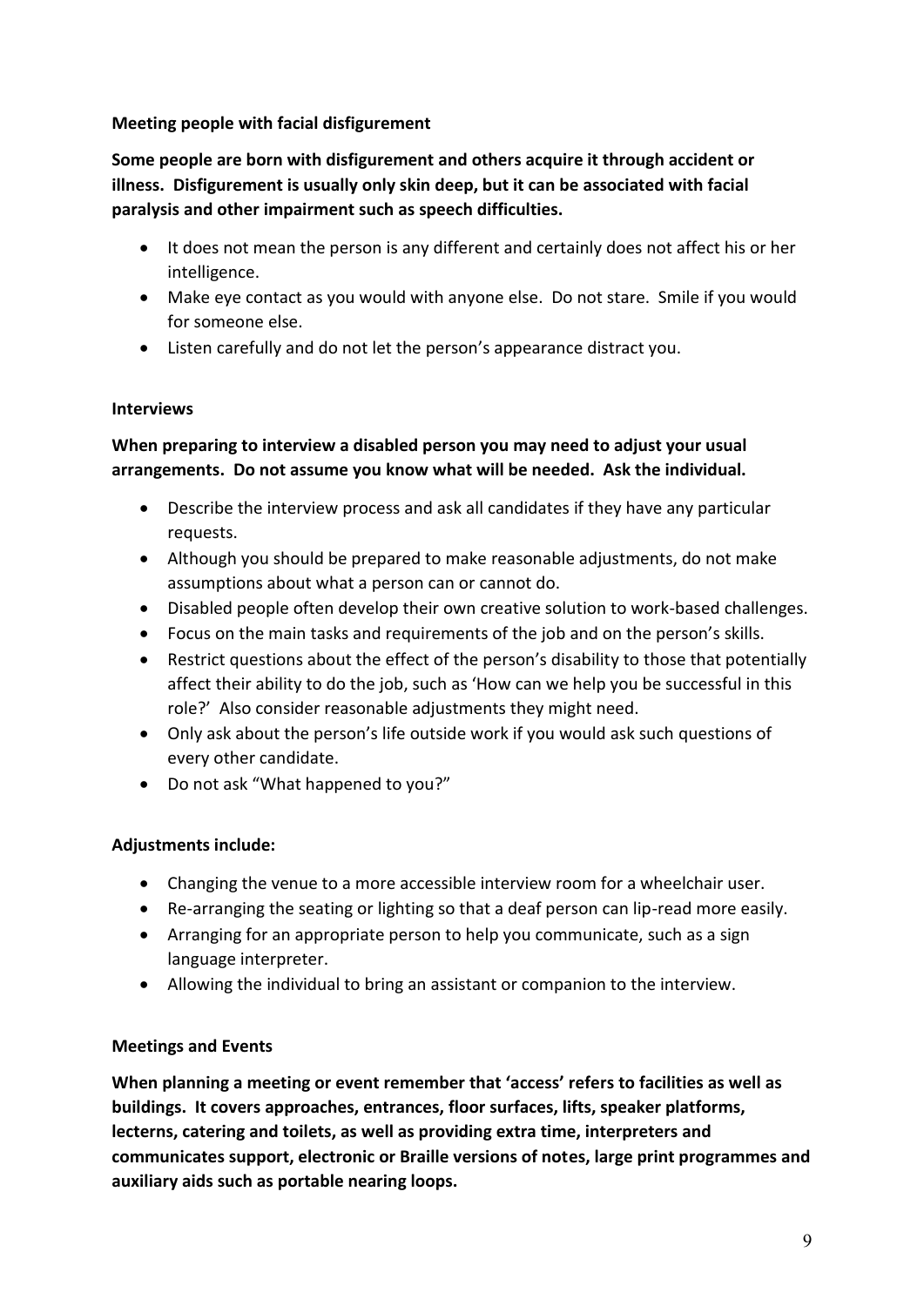**Meeting people with facial disfigurement**

**Some people are born with disfigurement and others acquire it through accident or illness. Disfigurement is usually only skin deep, but it can be associated with facial paralysis and other impairment such as speech difficulties.**

- It does not mean the person is any different and certainly does not affect his or her intelligence.
- Make eye contact as you would with anyone else. Do not stare. Smile if you would for someone else.
- Listen carefully and do not let the person's appearance distract you.

**Interviews**

**When preparing to interview a disabled person you may need to adjust your usual arrangements. Do not assume you know what will be needed. Ask the individual.**

- Describe the interview process and ask all candidates if they have any particular requests.
- Although you should be prepared to make reasonable adjustments, do not make assumptions about what a person can or cannot do.
- Disabled people often develop their own creative solution to work-based challenges.
- Focus on the main tasks and requirements of the job and on the person's skills.
- Restrict questions about the effect of the person's disability to those that potentially affect their ability to do the job, such as 'How can we help you be successful in this role?' Also consider reasonable adjustments they might need.
- Only ask about the person's life outside work if you would ask such questions of every other candidate.
- Do not ask "What happened to you?"

**Adjustments include:**

- Changing the venue to a more accessible interview room for a wheelchair user.
- Re-arranging the seating or lighting so that a deaf person can lip-read more easily.
- Arranging for an appropriate person to help you communicate, such as a sign language interpreter.
- Allowing the individual to bring an assistant or companion to the interview.

**Meetings and Events**

**When planning a meeting or event remember that 'access' refers to facilities as well as buildings. It covers approaches, entrances, floor surfaces, lifts, speaker platforms, lecterns, catering and toilets, as well as providing extra time, interpreters and communicates support, electronic or Braille versions of notes, large print programmes and auxiliary aids such as portable nearing loops.**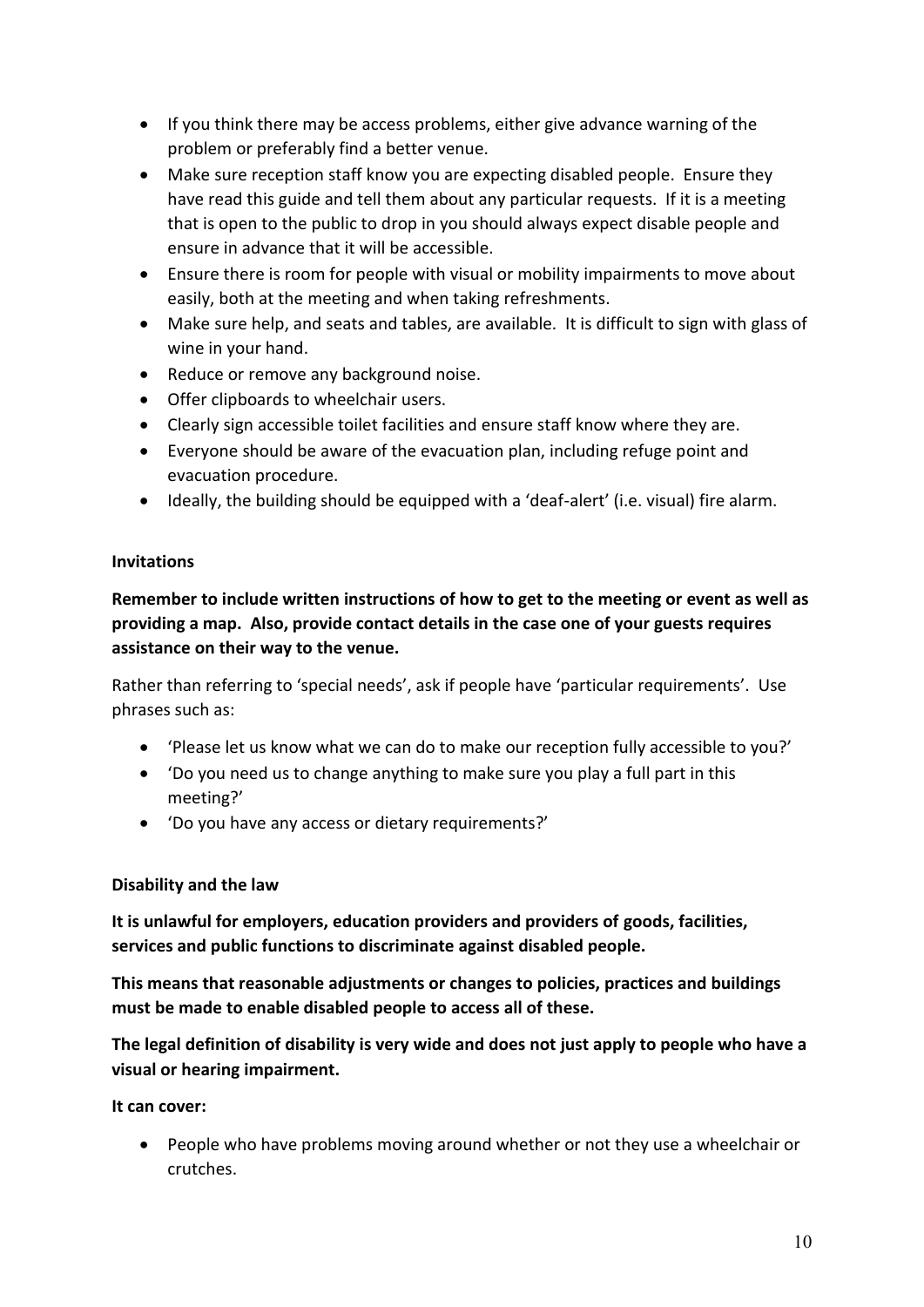- If you think there may be access problems, either give advance warning of the problem or preferably find a better venue.
- Make sure reception staff know you are expecting disabled people. Ensure they have read this guide and tell them about any particular requests. If it is a meeting that is open to the public to drop in you should always expect disable people and ensure in advance that it will be accessible.
- Ensure there is room for people with visual or mobility impairments to move about easily, both at the meeting and when taking refreshments.
- Make sure help, and seats and tables, are available. It is difficult to sign with glass of wine in your hand.
- Reduce or remove any background noise.
- Offer clipboards to wheelchair users.
- Clearly sign accessible toilet facilities and ensure staff know where they are.
- Everyone should be aware of the evacuation plan, including refuge point and evacuation procedure.
- Ideally, the building should be equipped with a 'deaf-alert' (i.e. visual) fire alarm.

**Invitations**

**Remember to include written instructions of how to get to the meeting or event as well as providing a map. Also, provide contact details in the case one of your guests requires assistance on their way to the venue.**

Rather than referring to 'special needs', ask if people have 'particular requirements'. Use phrases such as:

- 'Please let us know what we can do to make our reception fully accessible to you?'
- 'Do you need us to change anything to make sure you play a full part in this meeting?'
- 'Do you have any access or dietary requirements?'

**Disability and the law**

**It is unlawful for employers, education providers and providers of goods, facilities, services and public functions to discriminate against disabled people.**

**This means that reasonable adjustments or changes to policies, practices and buildings must be made to enable disabled people to access all of these.**

**The legal definition of disability is very wide and does not just apply to people who have a visual or hearing impairment.**

**It can cover:**

- People who have problems moving around whether or not they use a wheelchair or crutches.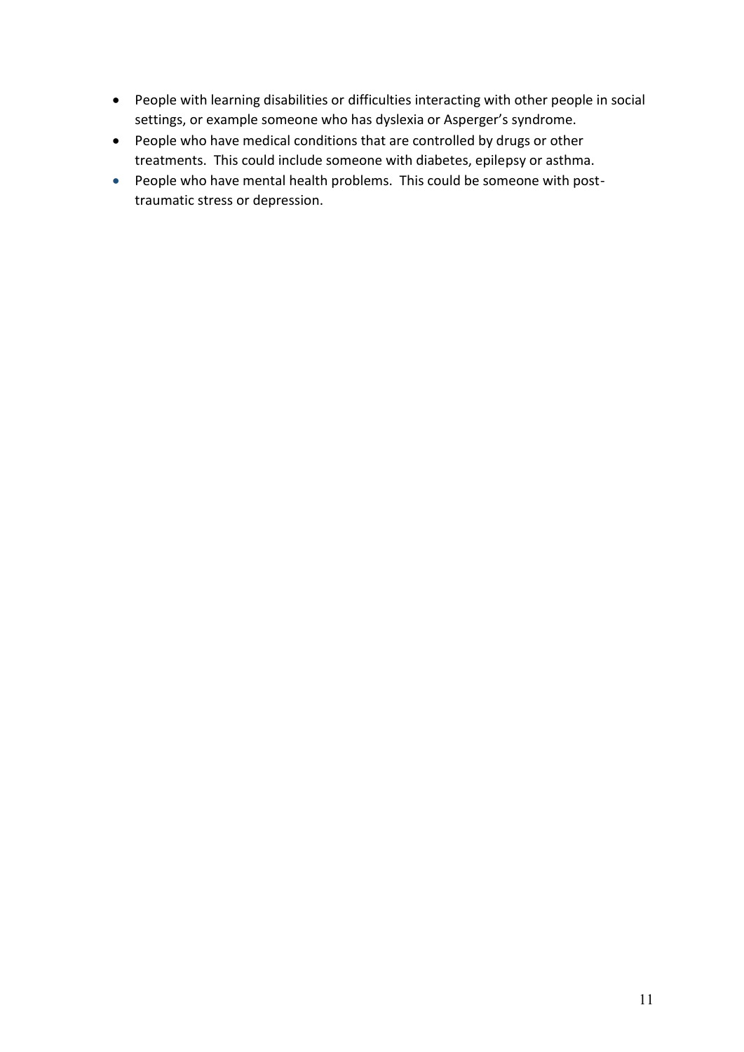- People with learning disabilities or difficulties interacting with other people in social settings, or example someone who has dyslexia or Asperger's syndrome.
- People who have medical conditions that are controlled by drugs or other treatments. This could include someone with diabetes, epilepsy or asthma.
- People who have mental health problems. This could be someone with post-traumatic stress or depression.